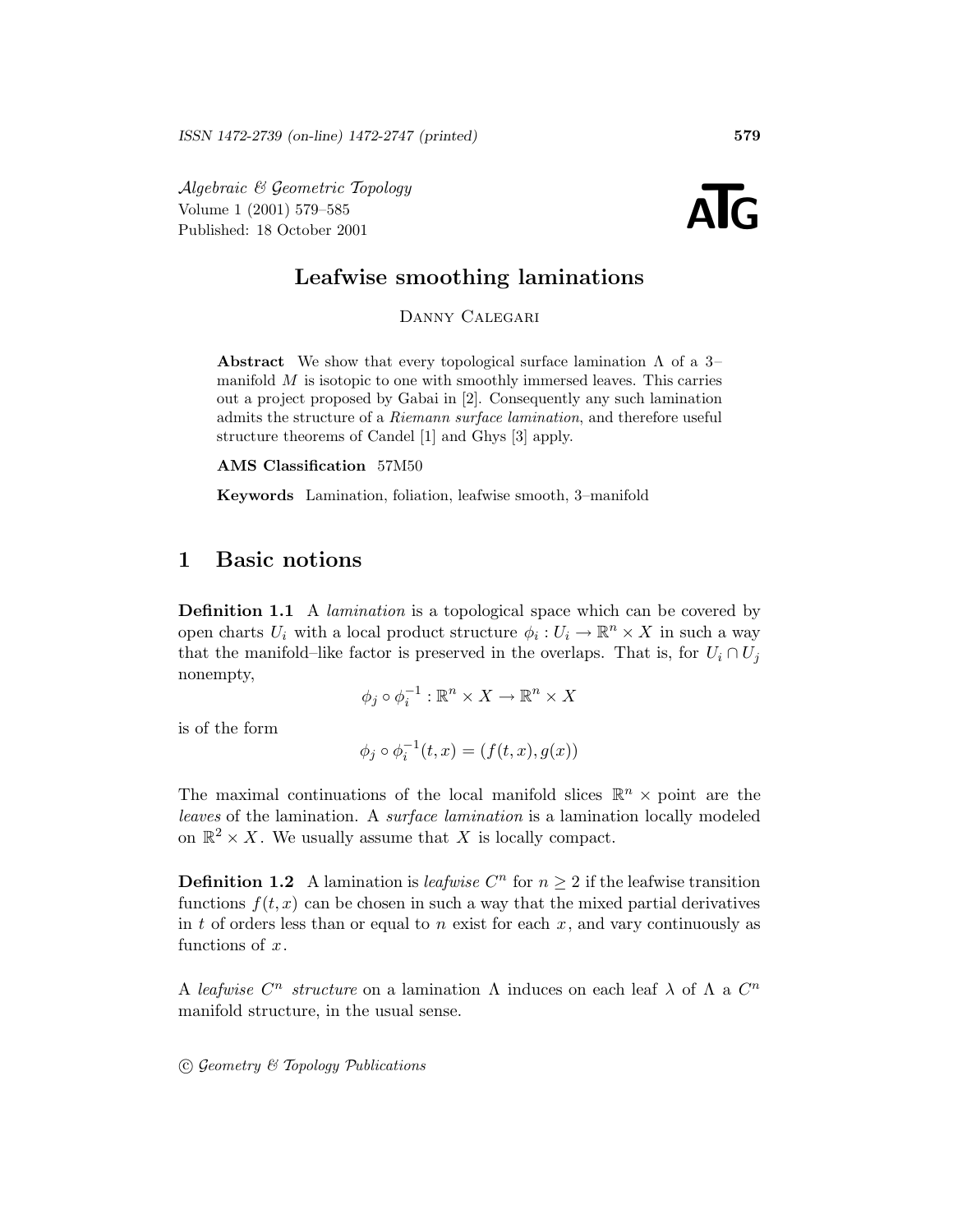# Leafwise smoothing laminations

Danny Calegari

**Abstract** We show that every topological surface lamination $\Lambda$ of a 3–manifold $M$ is isotopic to one with smoothly immersed leaves. This carries out a project proposed by Gabai in [2]. Consequently any such lamination admits the structure of a *Riemann surface lamination*, and therefore useful structure theorems of Candel [1] and Ghys [3] apply.

**AMS Classification** 57M50

**Keywords** Lamination, foliation, leafwise smooth, 3–manifold

## 1 Basic notions

**Definition 1.1** A *lamination* is a topological space which can be covered by open charts $U_i$ with a local product structure $\phi_i : U_i \to \mathbb{R}^n \times X$ in such a way that the manifold–like factor is preserved in the overlaps. That is, for $U_i \cap U_j$ nonempty,

$$\phi_j \circ \phi_i^{-1} : \mathbb{R}^n \times X \to \mathbb{R}^n \times X$$

is of the form

$$\phi_j \circ \phi_i^{-1}(t, x) = (f(t, x), g(x))$$

The maximal continuations of the local manifold slices $\mathbb{R}^n \times$ point are the *leaves* of the lamination. A *surface lamination* is a lamination locally modeled on $\mathbb{R}^2 \times X$. We usually assume that $X$ is locally compact.

**Definition 1.2** A lamination is *leafwise $C^n$* for $n \geq 2$ if the leafwise transition functions $f(t, x)$ can be chosen in such a way that the mixed partial derivatives in $t$ of orders less than or equal to $n$ exist for each $x$, and vary continuously as functions of $x$.

A *leafwise $C^n$ structure* on a lamination $\Lambda$ induces on each leaf $\lambda$ of $\Lambda$ a $C^n$ manifold structure, in the usual sense.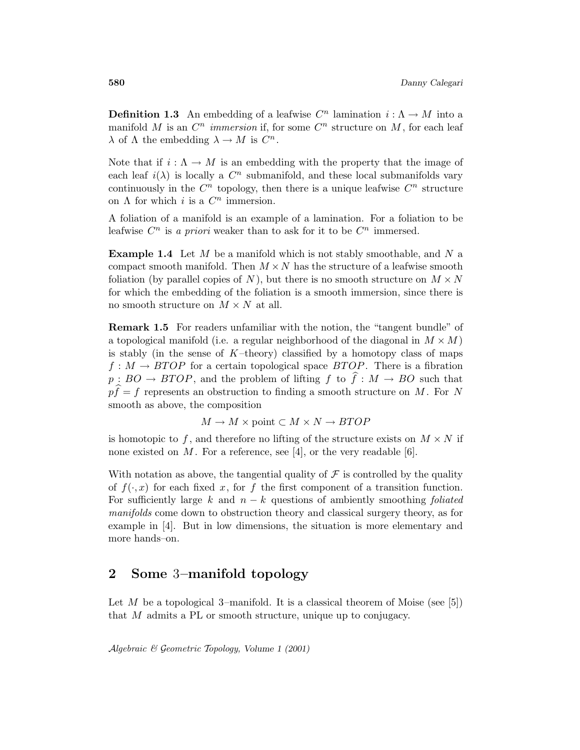**Definition 1.3** An embedding of a leafwise $C^n$ lamination $i : \Lambda \to M$ into a manifold $M$ is an $C^n$ *immersion* if, for some $C^n$ structure on $M$, for each leaf $\lambda$ of $\Lambda$ the embedding $\lambda \to M$ is $C^n$.

Note that if $i : \Lambda \to M$ is an embedding with the property that the image of each leaf $i(\lambda)$ is locally a $C^n$ submanifold, and these local submanifolds vary continuously in the $C^n$ topology, then there is a unique leafwise $C^n$ structure on $\Lambda$ for which $i$ is a $C^n$ immersion.

A foliation of a manifold is an example of a lamination. For a foliation to be leafwise $C^n$ is *a priori* weaker than to ask for it to be $C^n$ immersed.

**Example 1.4** Let $M$ be a manifold which is not stably smoothable, and $N$ a compact smooth manifold. Then $M \times N$ has the structure of a leafwise smooth foliation (by parallel copies of $N$), but there is no smooth structure on $M \times N$ for which the embedding of the foliation is a smooth immersion, since there is no smooth structure on $M \times N$ at all.

**Remark 1.5** For readers unfamiliar with the notion, the "tangent bundle" of a topological manifold (i.e. a regular neighborhood of the diagonal in $M \times M$) is stably (in the sense of $K$–theory) classified by a homotopy class of maps $f : M \to BTOP$ for a certain topological space $BTOP$. There is a fibration $p : BO \to BTOP$, and the problem of lifting $f$ to $\widehat{f} : M \to BO$ such that $p\widehat{f} = f$ represents an obstruction to finding a smooth structure on $M$. For $N$ smooth as above, the composition

$$M \to M \times \text{point} \subset M \times N \to BTOP$$

is homotopic to $f$, and therefore no lifting of the structure exists on $M \times N$ if none existed on $M$. For a reference, see [4], or the very readable [6].

With notation as above, the tangential quality of $\mathcal{F}$ is controlled by the quality of $f(\cdot, x)$ for each fixed $x$, for $f$ the first component of a transition function. For sufficiently large $k$ and $n - k$ questions of ambiently smoothing *foliated manifolds* come down to obstruction theory and classical surgery theory, as for example in [4]. But in low dimensions, the situation is more elementary and more hands–on.

## 2 Some 3–manifold topology

Let $M$ be a topological 3–manifold. It is a classical theorem of Moise (see [5]) that $M$ admits a PL or smooth structure, unique up to conjugacy.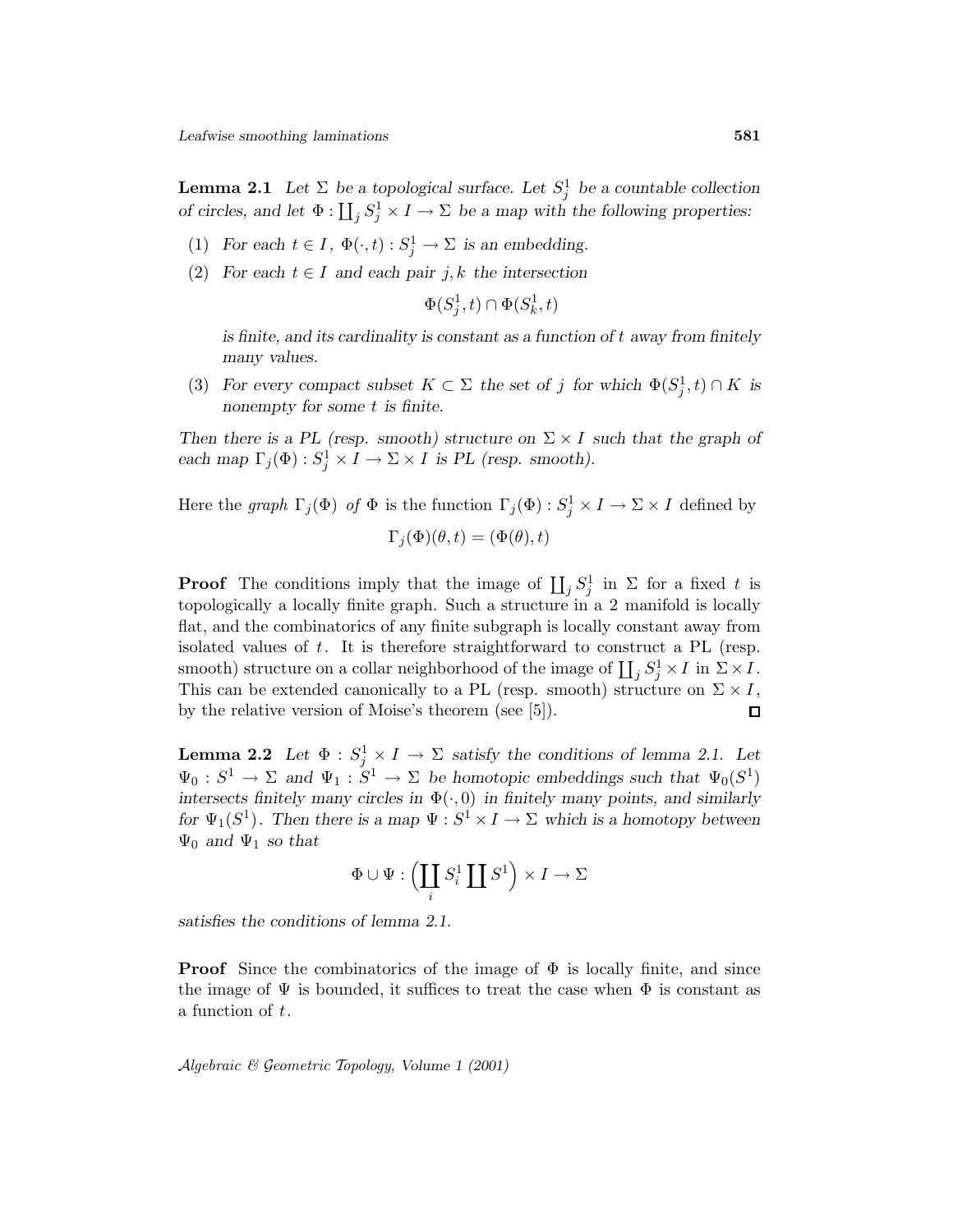**Lemma 2.1** *Let $\Sigma$ be a topological surface. Let $S^1_j$ be a countable collection of circles, and let $\Phi : \coprod_j S^1_j \times I \to \Sigma$ be a map with the following properties:*

1. *For each $t \in I$, $\Phi(\cdot, t) : S^1_j \to \Sigma$ is an embedding.*
2. *For each $t \in I$ and each pair $j, k$ the intersection*
$$\Phi(S^1_j, t) \cap \Phi(S^1_k, t)$$
*is finite, and its cardinality is constant as a function of $t$ away from finitely many values.*
3. *For every compact subset $K \subset \Sigma$ the set of $j$ for which $\Phi(S^1_j, t) \cap K$ is nonempty for some $t$ is finite.*

*Then there is a PL (resp. smooth) structure on $\Sigma \times I$ such that the graph of each map $\Gamma_j(\Phi) : S^1_j \times I \to \Sigma \times I$ is PL (resp. smooth).*

Here the *graph* $\Gamma_j(\Phi)$ *of* $\Phi$ is the function $\Gamma_j(\Phi) : S^1_j \times I \to \Sigma \times I$ defined by

$$\Gamma_j(\Phi)(\theta, t) = (\Phi(\theta), t)$$

**Proof** The conditions imply that the image of $\coprod_j S^1_j$ in $\Sigma$ for a fixed $t$ is topologically a locally finite graph. Such a structure in a 2 manifold is locally flat, and the combinatorics of any finite subgraph is locally constant away from isolated values of $t$. It is therefore straightforward to construct a PL (resp. smooth) structure on a collar neighborhood of the image of $\coprod_j S^1_j \times I$ in $\Sigma \times I$. This can be extended canonically to a PL (resp. smooth) structure on $\Sigma \times I$, by the relative version of Moise's theorem (see [5]). □

**Lemma 2.2** *Let $\Phi : S^1_j \times I \to \Sigma$ satisfy the conditions of lemma 2.1. Let $\Psi_0 : S^1 \to \Sigma$ and $\Psi_1 : S^1 \to \Sigma$ be homotopic embeddings such that $\Psi_0(S^1)$ intersects finitely many circles in $\Phi(\cdot, 0)$ in finitely many points, and similarly for $\Psi_1(S^1)$. Then there is a map $\Psi : S^1 \times I \to \Sigma$ which is a homotopy between $\Psi_0$ and $\Psi_1$ so that*

$$\Phi \cup \Psi : \Big(\coprod_i S^1_i \coprod S^1\Big) \times I \to \Sigma$$

*satisfies the conditions of lemma 2.1.*

**Proof** Since the combinatorics of the image of $\Phi$ is locally finite, and since the image of $\Psi$ is bounded, it suffices to treat the case when $\Phi$ is constant as a function of $t$.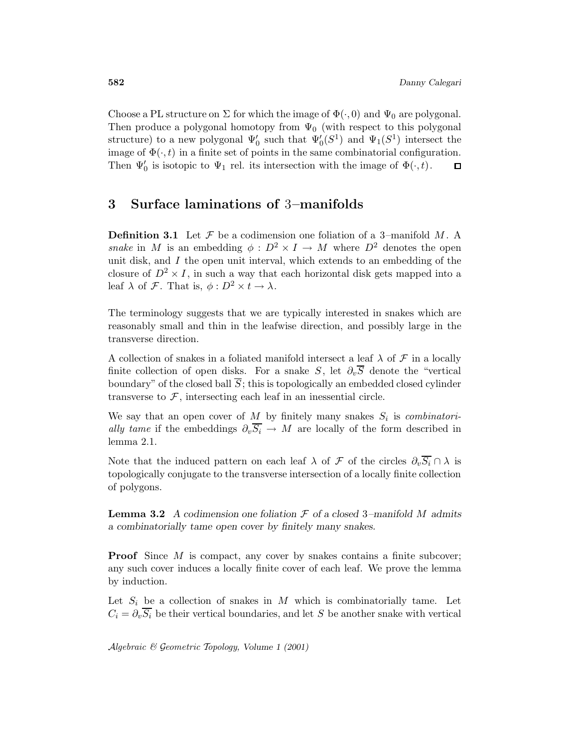Choose a PL structure on $\Sigma$ for which the image of $\Phi(\cdot, 0)$ and $\Psi_0$ are polygonal. Then produce a polygonal homotopy from $\Psi_0$ (with respect to this polygonal structure) to a new polygonal $\Psi_0'$ such that $\Psi_0'(S^1)$ and $\Psi_1(S^1)$ intersect the image of $\Phi(\cdot, t)$ in a finite set of points in the same combinatorial configuration. Then $\Psi_0'$ is isotopic to $\Psi_1$ rel. its intersection with the image of $\Phi(\cdot, t)$. □

## 3 Surface laminations of 3–manifolds

**Definition 3.1** Let $\mathcal{F}$ be a codimension one foliation of a 3–manifold $M$. A *snake* in $M$ is an embedding $\phi : D^2 \times I \to M$ where $D^2$ denotes the open unit disk, and $I$ the open unit interval, which extends to an embedding of the closure of $D^2 \times I$, in such a way that each horizontal disk gets mapped into a leaf $\lambda$ of $\mathcal{F}$. That is, $\phi : D^2 \times t \to \lambda$.

The terminology suggests that we are typically interested in snakes which are reasonably small and thin in the leafwise direction, and possibly large in the transverse direction.

A collection of snakes in a foliated manifold intersect a leaf $\lambda$ of $\mathcal{F}$ in a locally finite collection of open disks. For a snake $S$, let $\partial_v \overline{S}$ denote the "vertical boundary" of the closed ball $\overline{S}$; this is topologically an embedded closed cylinder transverse to $\mathcal{F}$, intersecting each leaf in an inessential circle.

We say that an open cover of $M$ by finitely many snakes $S_i$ is *combinatorially tame* if the embeddings $\partial_v \overline{S_i} \to M$ are locally of the form described in lemma 2.1.

Note that the induced pattern on each leaf $\lambda$ of $\mathcal{F}$ of the circles $\partial_v \overline{S_i} \cap \lambda$ is topologically conjugate to the transverse intersection of a locally finite collection of polygons.

**Lemma 3.2** *A codimension one foliation $\mathcal{F}$ of a closed 3–manifold $M$ admits a combinatorially tame open cover by finitely many snakes.*

**Proof** Since $M$ is compact, any cover by snakes contains a finite subcover; any such cover induces a locally finite cover of each leaf. We prove the lemma by induction.

Let $S_i$ be a collection of snakes in $M$ which is combinatorially tame. Let $C_i = \partial_v \overline{S_i}$ be their vertical boundaries, and let $S$ be another snake with vertical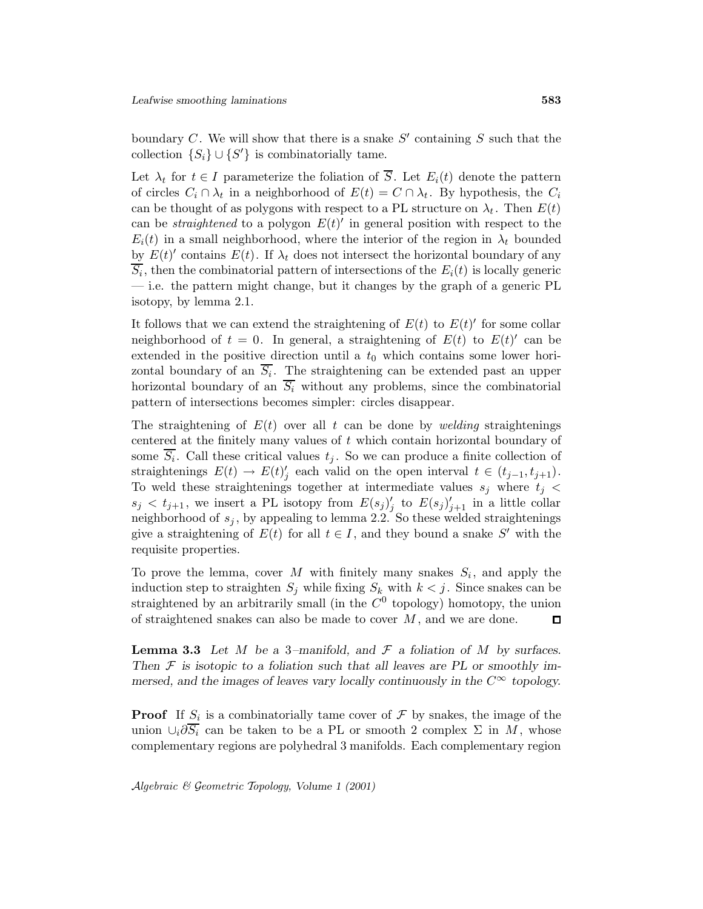boundary $C$. We will show that there is a snake $S'$ containing $S$ such that the collection $\{S_i\} \cup \{S'\}$ is combinatorially tame.

Let $\lambda_t$ for $t \in I$ parameterize the foliation of $\overline{S}$. Let $E_i(t)$ denote the pattern of circles $C_i \cap \lambda_t$ in a neighborhood of $E(t) = C \cap \lambda_t$. By hypothesis, the $C_i$ can be thought of as polygons with respect to a PL structure on $\lambda_t$. Then $E(t)$ can be *straightened* to a polygon $E(t)'$ in general position with respect to the $E_i(t)$ in a small neighborhood, where the interior of the region in $\lambda_t$ bounded by $E(t)'$ contains $E(t)$. If $\lambda_t$ does not intersect the horizontal boundary of any $\overline{S_i}$, then the combinatorial pattern of intersections of the $E_i(t)$ is locally generic — i.e. the pattern might change, but it changes by the graph of a generic PL isotopy, by lemma 2.1.

It follows that we can extend the straightening of $E(t)$ to $E(t)'$ for some collar neighborhood of $t = 0$. In general, a straightening of $E(t)$ to $E(t)'$ can be extended in the positive direction until a $t_0$ which contains some lower horizontal boundary of an $\overline{S_i}$. The straightening can be extended past an upper horizontal boundary of an $\overline{S_i}$ without any problems, since the combinatorial pattern of intersections becomes simpler: circles disappear.

The straightening of $E(t)$ over all $t$ can be done by *welding* straightenings centered at the finitely many values of $t$ which contain horizontal boundary of some $\overline{S_i}$. Call these critical values $t_j$. So we can produce a finite collection of straightenings $E(t) \to E(t)'_j$ each valid on the open interval $t \in (t_{j-1}, t_{j+1})$. To weld these straightenings together at intermediate values $s_j$ where $t_j < s_j < t_{j+1}$, we insert a PL isotopy from $E(s_j)'_j$ to $E(s_j)'_{j+1}$ in a little collar neighborhood of $s_j$, by appealing to lemma 2.2. So these welded straightenings give a straightening of $E(t)$ for all $t \in I$, and they bound a snake $S'$ with the requisite properties.

To prove the lemma, cover $M$ with finitely many snakes $S_i$, and apply the induction step to straighten $S_j$ while fixing $S_k$ with $k < j$. Since snakes can be straightened by an arbitrarily small (in the $C^0$ topology) homotopy, the union of straightened snakes can also be made to cover $M$, and we are done. ◻

**Lemma 3.3** *Let $M$ be a 3–manifold, and $\mathcal{F}$ a foliation of $M$ by surfaces. Then $\mathcal{F}$ is isotopic to a foliation such that all leaves are PL or smoothly immersed, and the images of leaves vary locally continuously in the $C^\infty$ topology.*

**Proof** If $S_i$ is a combinatorially tame cover of $\mathcal{F}$ by snakes, the image of the union $\cup_i \partial\overline{S_i}$ can be taken to be a PL or smooth 2 complex $\Sigma$ in $M$, whose complementary regions are polyhedral 3 manifolds. Each complementary region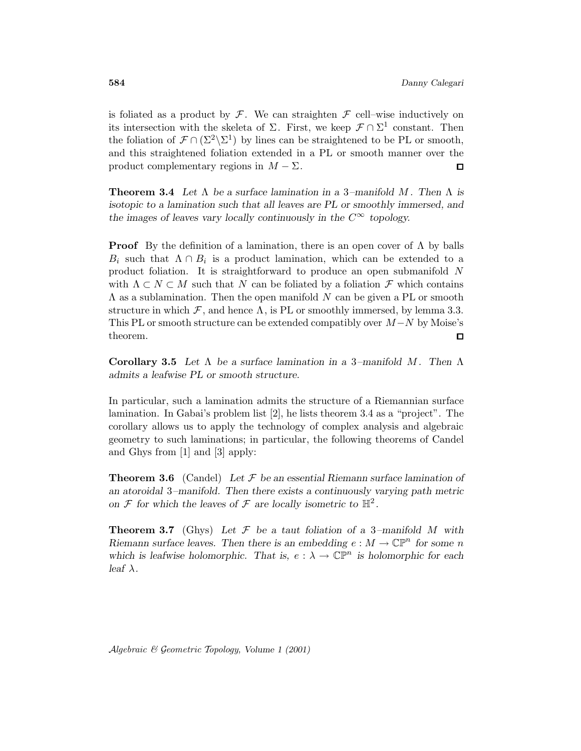is foliated as a product by $\mathcal{F}$. We can straighten $\mathcal{F}$ cell–wise inductively on its intersection with the skeleta of $\Sigma$. First, we keep $\mathcal{F} \cap \Sigma^1$ constant. Then the foliation of $\mathcal{F} \cap (\Sigma^2 \backslash \Sigma^1)$ by lines can be straightened to be PL or smooth, and this straightened foliation extended in a PL or smooth manner over the product complementary regions in $M - \Sigma$. □

**Theorem 3.4** *Let $\Lambda$ be a surface lamination in a 3–manifold $M$. Then $\Lambda$ is isotopic to a lamination such that all leaves are PL or smoothly immersed, and the images of leaves vary locally continuously in the $C^\infty$ topology.*

**Proof** By the definition of a lamination, there is an open cover of $\Lambda$ by balls $B_i$ such that $\Lambda \cap B_i$ is a product lamination, which can be extended to a product foliation. It is straightforward to produce an open submanifold $N$ with $\Lambda \subset N \subset M$ such that $N$ can be foliated by a foliation $\mathcal{F}$ which contains $\Lambda$ as a sublamination. Then the open manifold $N$ can be given a PL or smooth structure in which $\mathcal{F}$, and hence $\Lambda$, is PL or smoothly immersed, by lemma 3.3. This PL or smooth structure can be extended compatibly over $M - N$ by Moise's theorem. □

**Corollary 3.5** *Let $\Lambda$ be a surface lamination in a 3–manifold $M$. Then $\Lambda$ admits a leafwise PL or smooth structure.*

In particular, such a lamination admits the structure of a Riemannian surface lamination. In Gabai's problem list [2], he lists theorem 3.4 as a "project". The corollary allows us to apply the technology of complex analysis and algebraic geometry to such laminations; in particular, the following theorems of Candel and Ghys from [1] and [3] apply:

**Theorem 3.6** (Candel) *Let $\mathcal{F}$ be an essential Riemann surface lamination of an atoroidal 3–manifold. Then there exists a continuously varying path metric on $\mathcal{F}$ for which the leaves of $\mathcal{F}$ are locally isometric to $\mathbb{H}^2$.*

**Theorem 3.7** (Ghys) *Let $\mathcal{F}$ be a taut foliation of a 3–manifold $M$ with Riemann surface leaves. Then there is an embedding $e : M \to \mathbb{CP}^n$ for some $n$ which is leafwise holomorphic. That is, $e : \lambda \to \mathbb{CP}^n$ is holomorphic for each leaf $\lambda$.*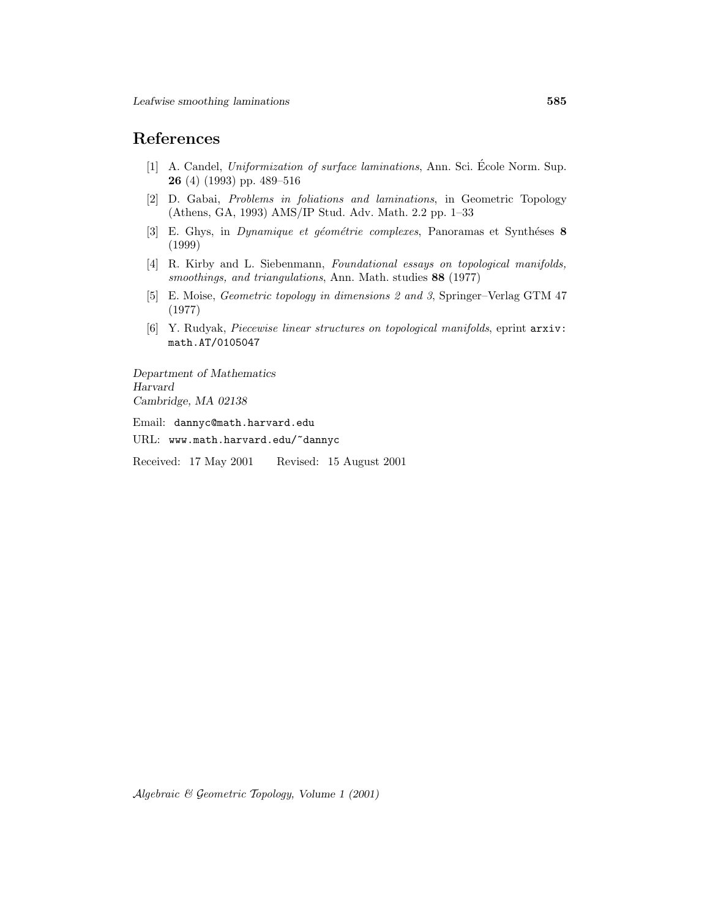# References

[1] A. Candel, *Uniformization of surface laminations*, Ann. Sci. École Norm. Sup. **26** (4) (1993) pp. 489–516

[2] D. Gabai, *Problems in foliations and laminations*, in Geometric Topology (Athens, GA, 1993) AMS/IP Stud. Adv. Math. 2.2 pp. 1–33

[3] E. Ghys, in *Dynamique et géométrie complexes*, Panoramas et Synthéses **8** (1999)

[4] R. Kirby and L. Siebenmann, *Foundational essays on topological manifolds, smoothings, and triangulations*, Ann. Math. studies **88** (1977)

[5] E. Moise, *Geometric topology in dimensions 2 and 3*, Springer–Verlag GTM 47 (1977)

[6] Y. Rudyak, *Piecewise linear structures on topological manifolds*, eprint `arxiv:math.AT/0105047`

*Department of Mathematics*
*Harvard*
*Cambridge, MA 02138*

Email: `dannyc@math.harvard.edu`

URL: `www.math.harvard.edu/~dannyc`

Received: 17 May 2001 Revised: 15 August 2001